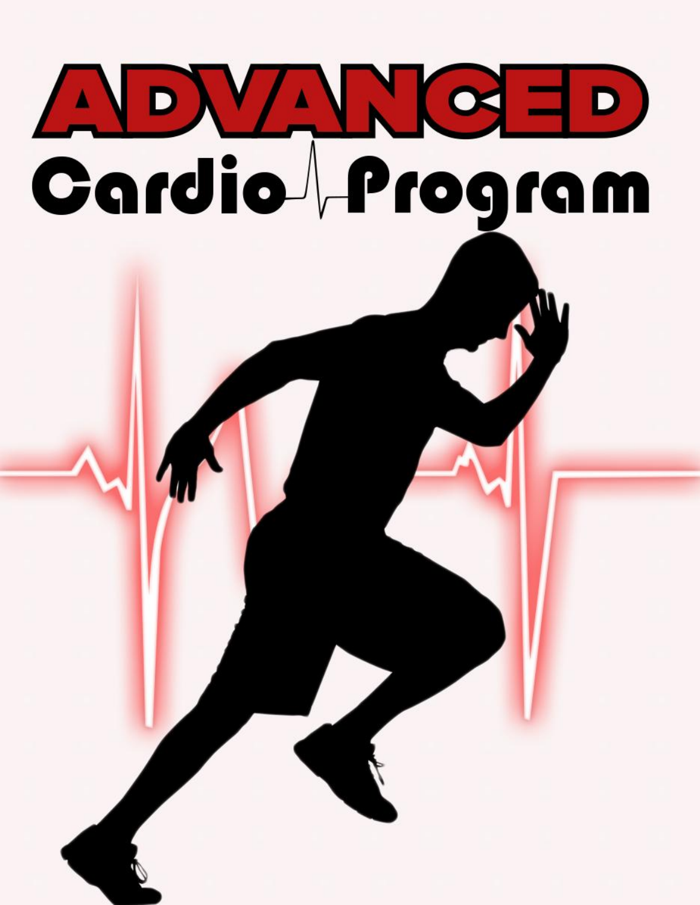# ADVANCED

## Cardio Program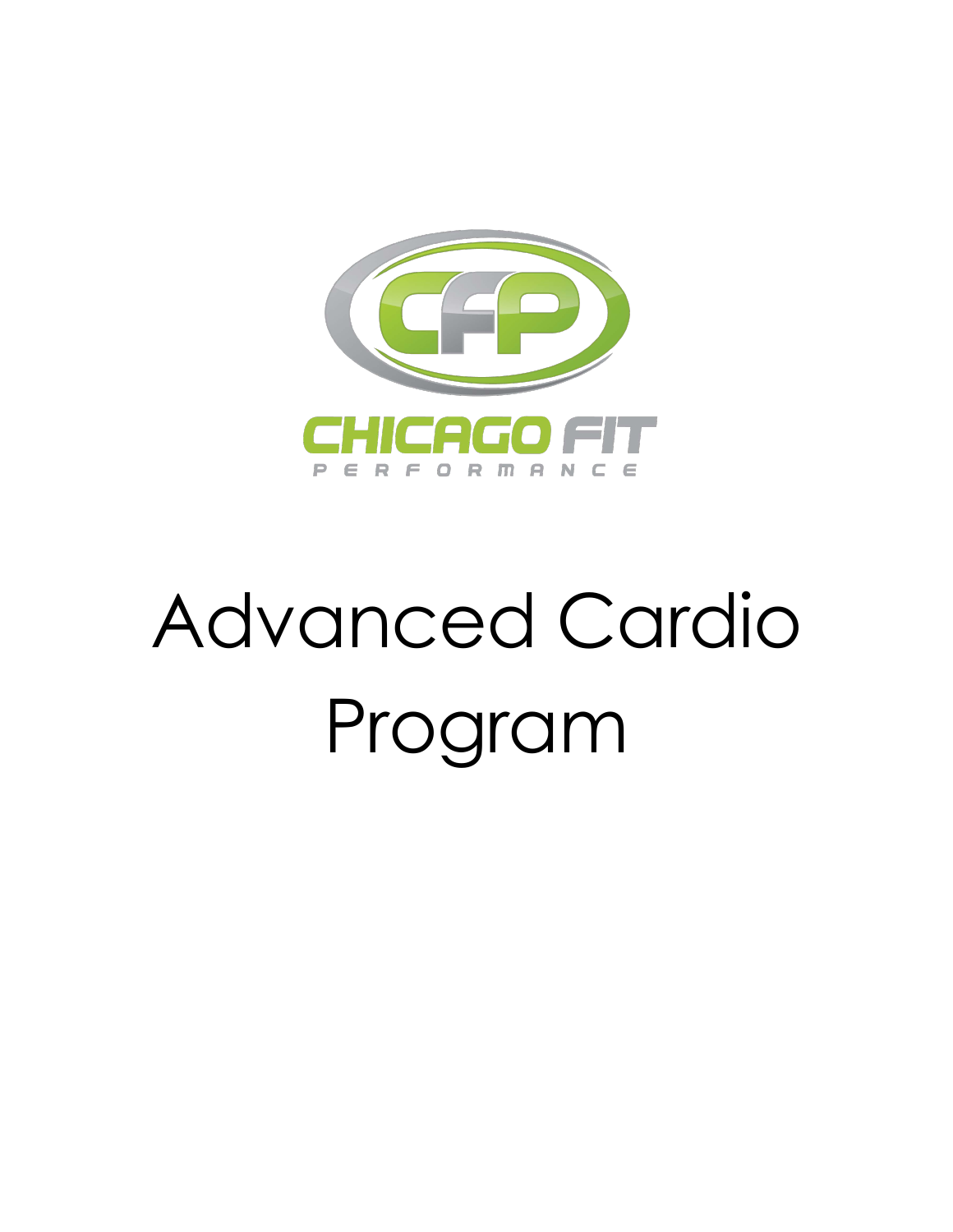CHICAGO FIT

PERFORMANCE

# Advanced Cardio Program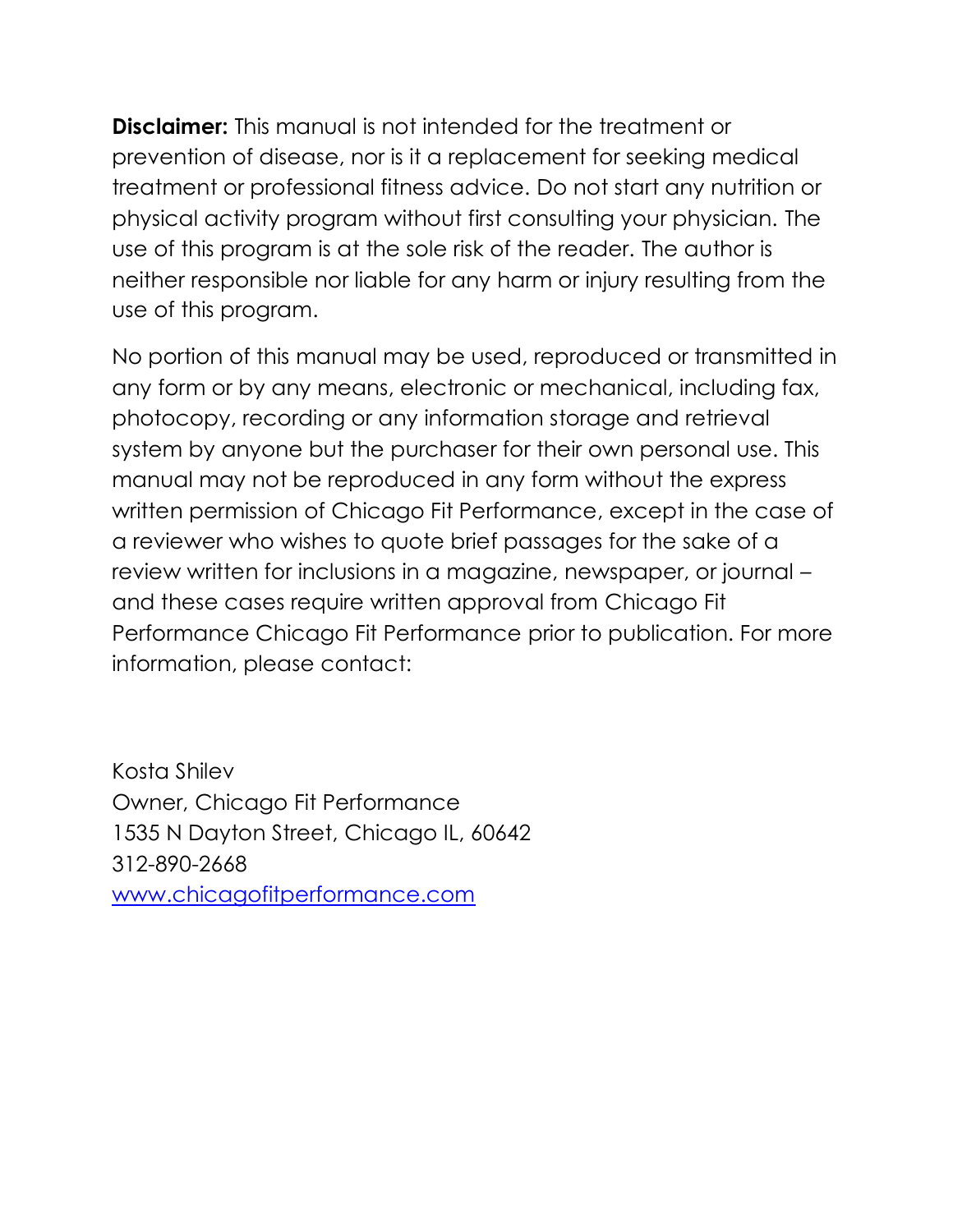**Disclaimer:** This manual is not intended for the treatment or prevention of disease, nor is it a replacement for seeking medical treatment or professional fitness advice. Do not start any nutrition or physical activity program without first consulting your physician. The use of this program is at the sole risk of the reader. The author is neither responsible nor liable for any harm or injury resulting from the use of this program.

No portion of this manual may be used, reproduced or transmitted in any form or by any means, electronic or mechanical, including fax, photocopy, recording or any information storage and retrieval system by anyone but the purchaser for their own personal use. This manual may not be reproduced in any form without the express written permission of Chicago Fit Performance, except in the case of a reviewer who wishes to quote brief passages for the sake of a review written for inclusions in a magazine, newspaper, or journal – and these cases require written approval from Chicago Fit Performance Chicago Fit Performance prior to publication. For more information, please contact:

Kosta Shilev
Owner, Chicago Fit Performance
1535 N Dayton Street, Chicago IL, 60642
312-890-2668
[www.chicagofitperformance.com](http://www.chicagofitperformance.com)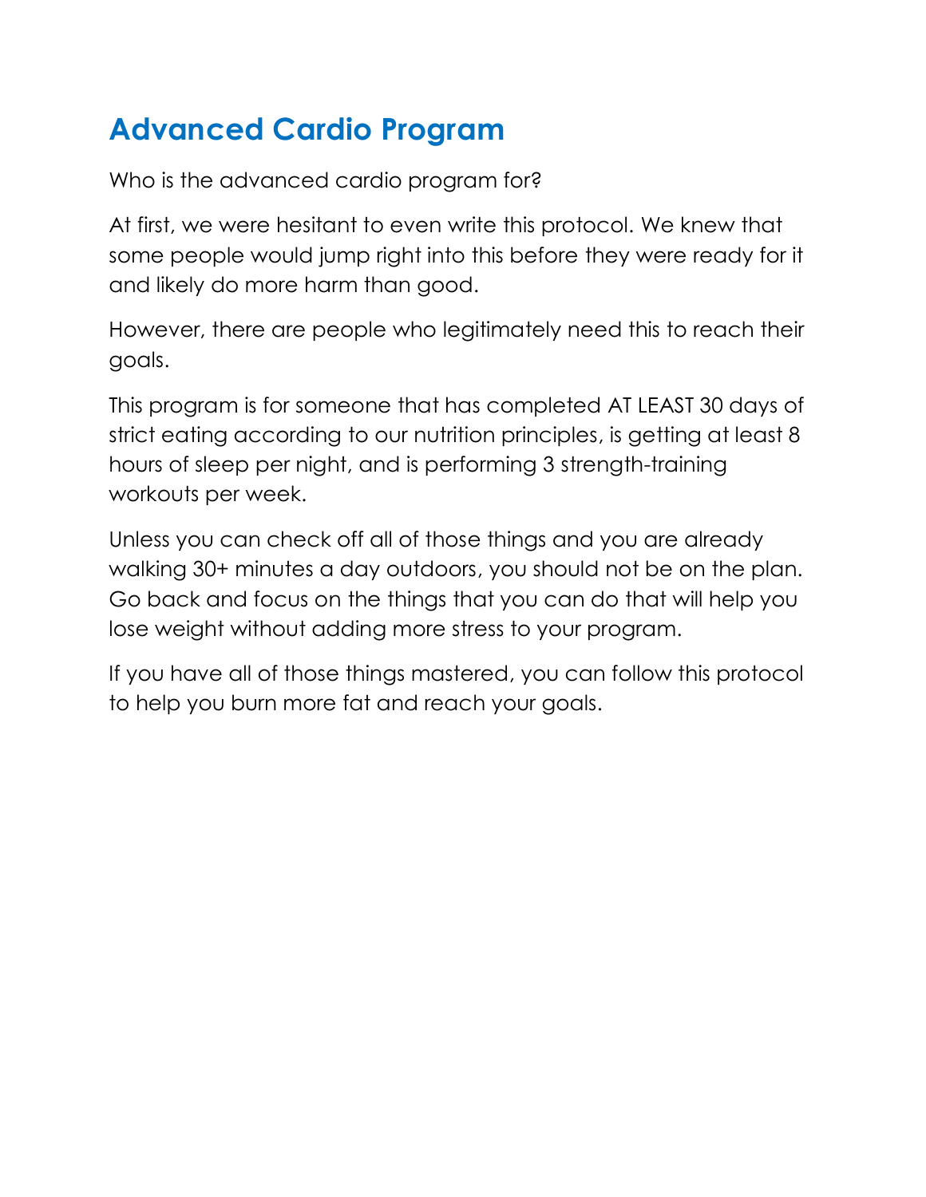# Advanced Cardio Program

Who is the advanced cardio program for?

At first, we were hesitant to even write this protocol. We knew that some people would jump right into this before they were ready for it and likely do more harm than good.

However, there are people who legitimately need this to reach their goals.

This program is for someone that has completed AT LEAST 30 days of strict eating according to our nutrition principles, is getting at least 8 hours of sleep per night, and is performing 3 strength-training workouts per week.

Unless you can check off all of those things and you are already walking 30+ minutes a day outdoors, you should not be on the plan. Go back and focus on the things that you can do that will help you lose weight without adding more stress to your program.

If you have all of those things mastered, you can follow this protocol to help you burn more fat and reach your goals.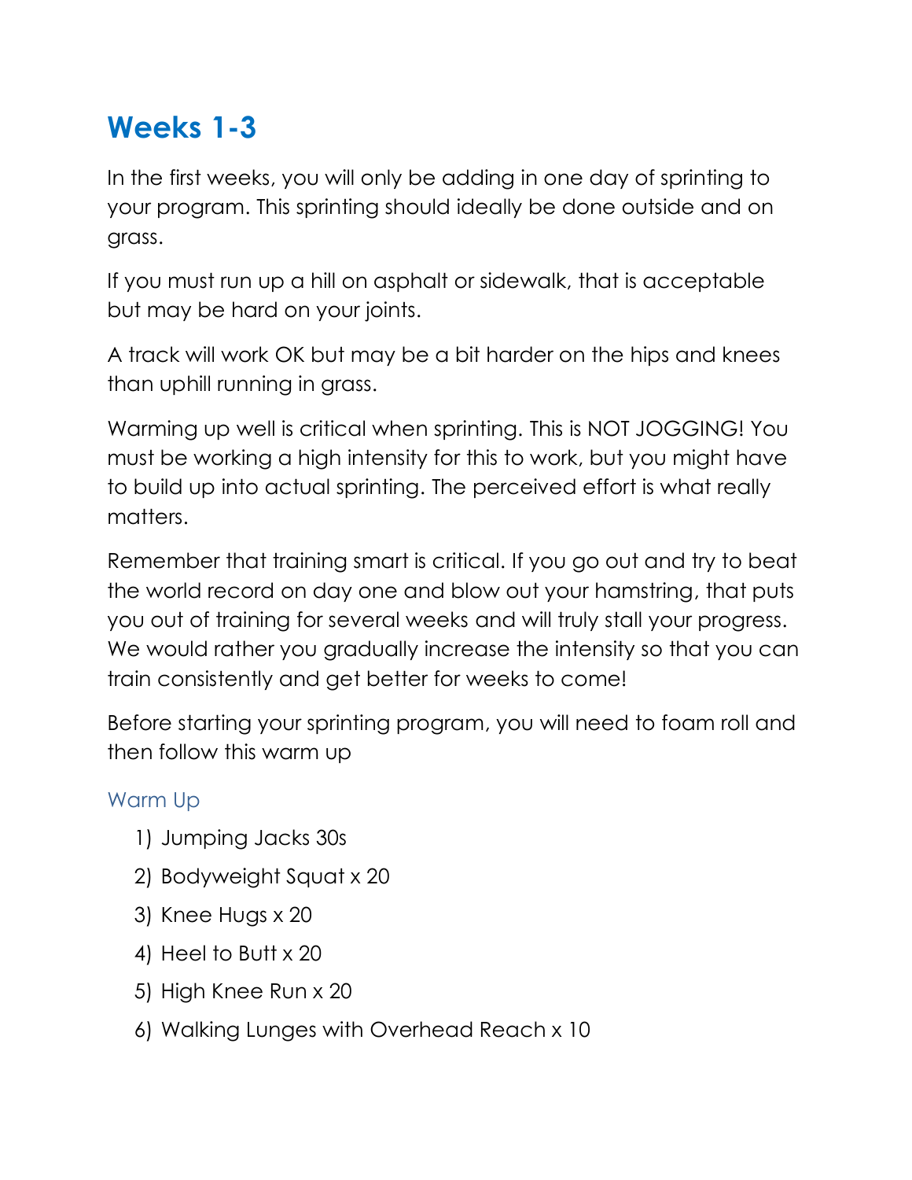## Weeks 1-3

In the first weeks, you will only be adding in one day of sprinting to your program. This sprinting should ideally be done outside and on grass.

If you must run up a hill on asphalt or sidewalk, that is acceptable but may be hard on your joints.

A track will work OK but may be a bit harder on the hips and knees than uphill running in grass.

Warming up well is critical when sprinting. This is NOT JOGGING! You must be working a high intensity for this to work, but you might have to build up into actual sprinting. The perceived effort is what really matters.

Remember that training smart is critical. If you go out and try to beat the world record on day one and blow out your hamstring, that puts you out of training for several weeks and will truly stall your progress. We would rather you gradually increase the intensity so that you can train consistently and get better for weeks to come!

Before starting your sprinting program, you will need to foam roll and then follow this warm up

### Warm Up

1) Jumping Jacks 30s
2) Bodyweight Squat x 20
3) Knee Hugs x 20
4) Heel to Butt x 20
5) High Knee Run x 20
6) Walking Lunges with Overhead Reach x 10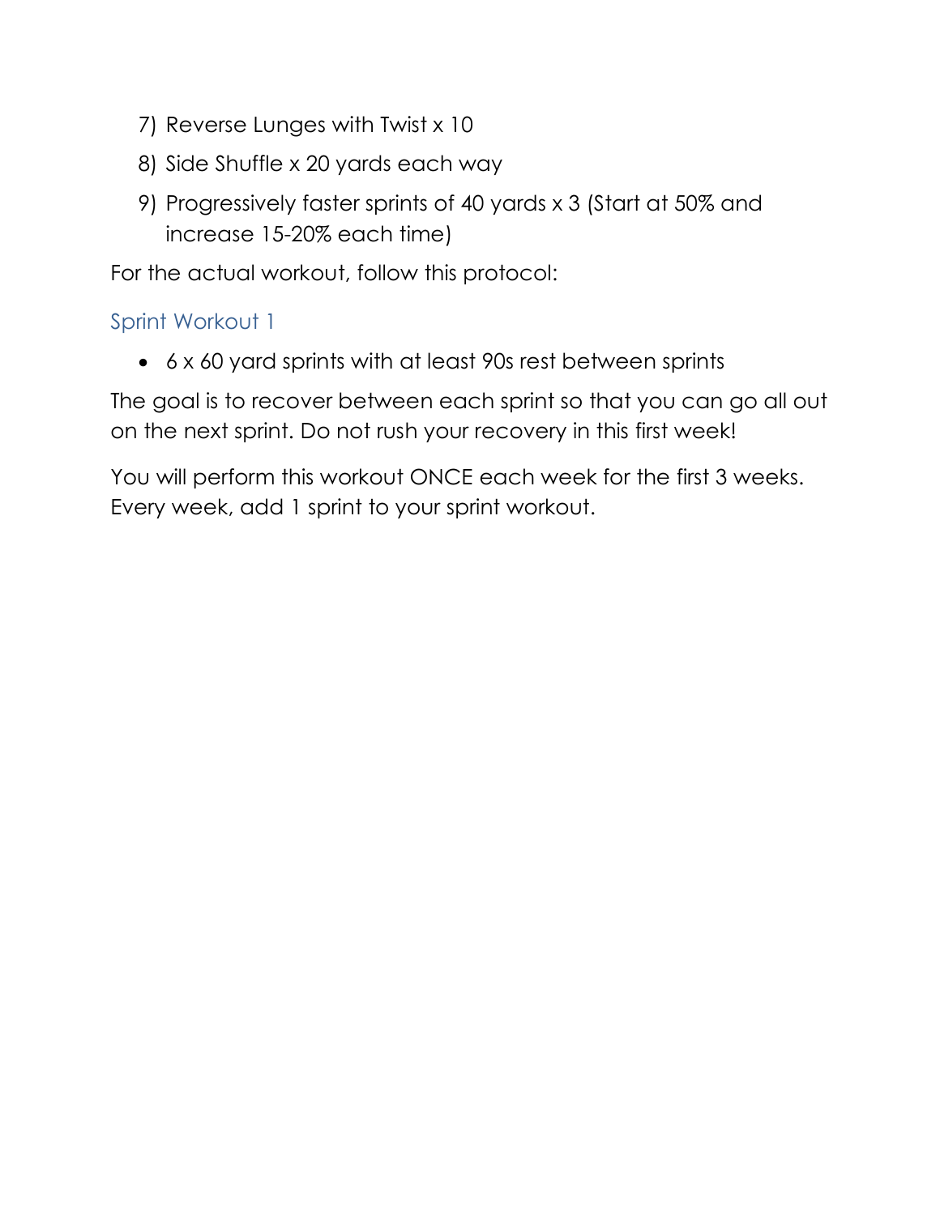7) Reverse Lunges with Twist x 10
8) Side Shuffle x 20 yards each way
9) Progressively faster sprints of 40 yards x 3 (Start at 50% and increase 15-20% each time)

For the actual workout, follow this protocol:

### Sprint Workout 1

- 6 x 60 yard sprints with at least 90s rest between sprints

The goal is to recover between each sprint so that you can go all out on the next sprint. Do not rush your recovery in this first week!

You will perform this workout ONCE each week for the first 3 weeks. Every week, add 1 sprint to your sprint workout.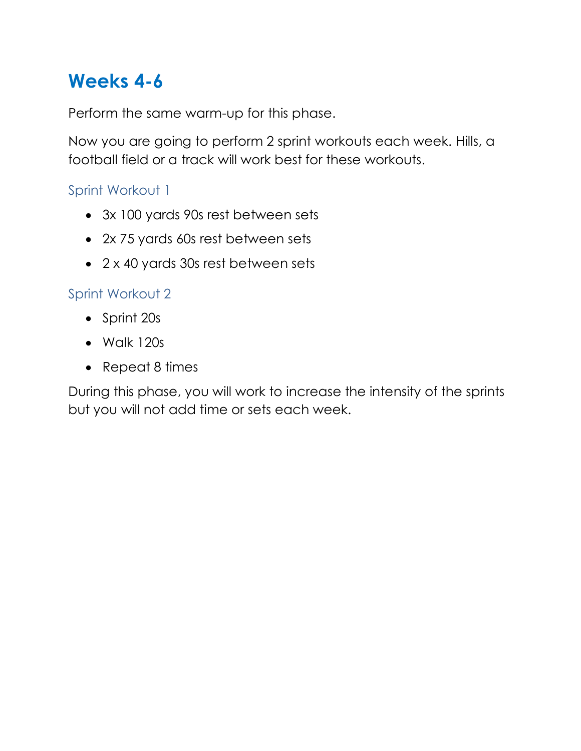## Weeks 4-6

Perform the same warm-up for this phase.

Now you are going to perform 2 sprint workouts each week. Hills, a football field or a track will work best for these workouts.

### Sprint Workout 1

- 3x 100 yards 90s rest between sets
- 2x 75 yards 60s rest between sets
- 2 x 40 yards 30s rest between sets

### Sprint Workout 2

- Sprint 20s
- Walk 120s
- Repeat 8 times

During this phase, you will work to increase the intensity of the sprints but you will not add time or sets each week.